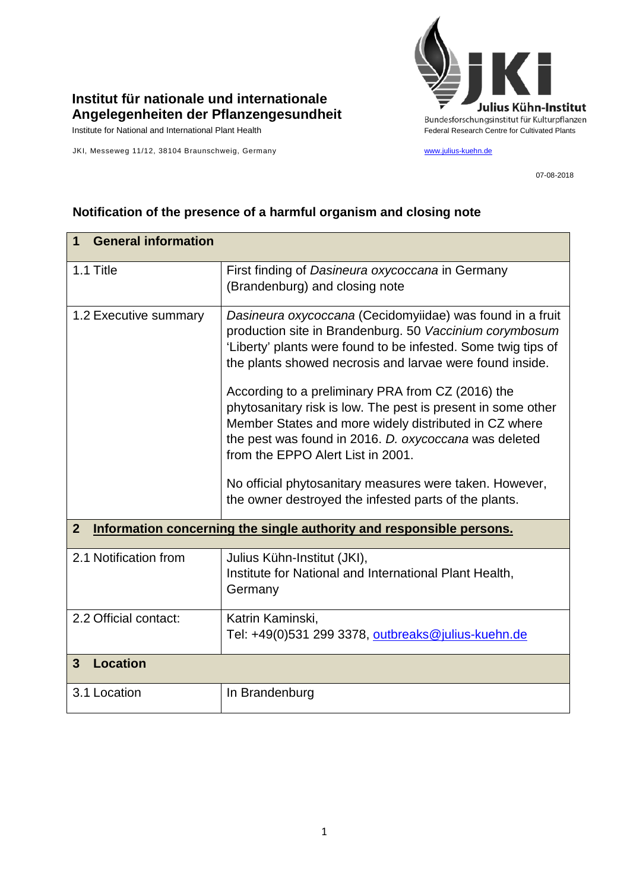**Institut für nationale und internationale Angelegenheiten der Pflanzengesundheit**

Institute for National and International Plant Health

JKI, Messeweg 11/12, 38104 Braunschweig, Germany

Julius Kühn-Institut
Bundesforschungsinstitut für Kulturpflanzen
Federal Research Centre for Cultivated Plants

www.julius-kuehn.de

07-08-2018

## Notification of the presence of a harmful organism and closing note

| **1 General information** | |
|---|---|
| 1.1 Title | First finding of *Dasineura oxycoccana* in Germany (Brandenburg) and closing note |
| 1.2 Executive summary | *Dasineura oxycoccana* (Cecidomyiidae) was found in a fruit production site in Brandenburg. 50 *Vaccinium corymbosum* 'Liberty' plants were found to be infested. Some twig tips of the plants showed necrosis and larvae were found inside.<br><br>According to a preliminary PRA from CZ (2016) the phytosanitary risk is low. The pest is present in some other Member States and more widely distributed in CZ where the pest was found in 2016. *D. oxycoccana* was deleted from the EPPO Alert List in 2001.<br><br>No official phytosanitary measures were taken. However, the owner destroyed the infested parts of the plants. |
| **2 Information concerning the single authority and responsible persons.** | |
| 2.1 Notification from | Julius Kühn-Institut (JKI),<br>Institute for National and International Plant Health, Germany |
| 2.2 Official contact: | Katrin Kaminski,<br>Tel: +49(0)531 299 3378, outbreaks@julius-kuehn.de |
| **3 Location** | |
| 3.1 Location | In Brandenburg |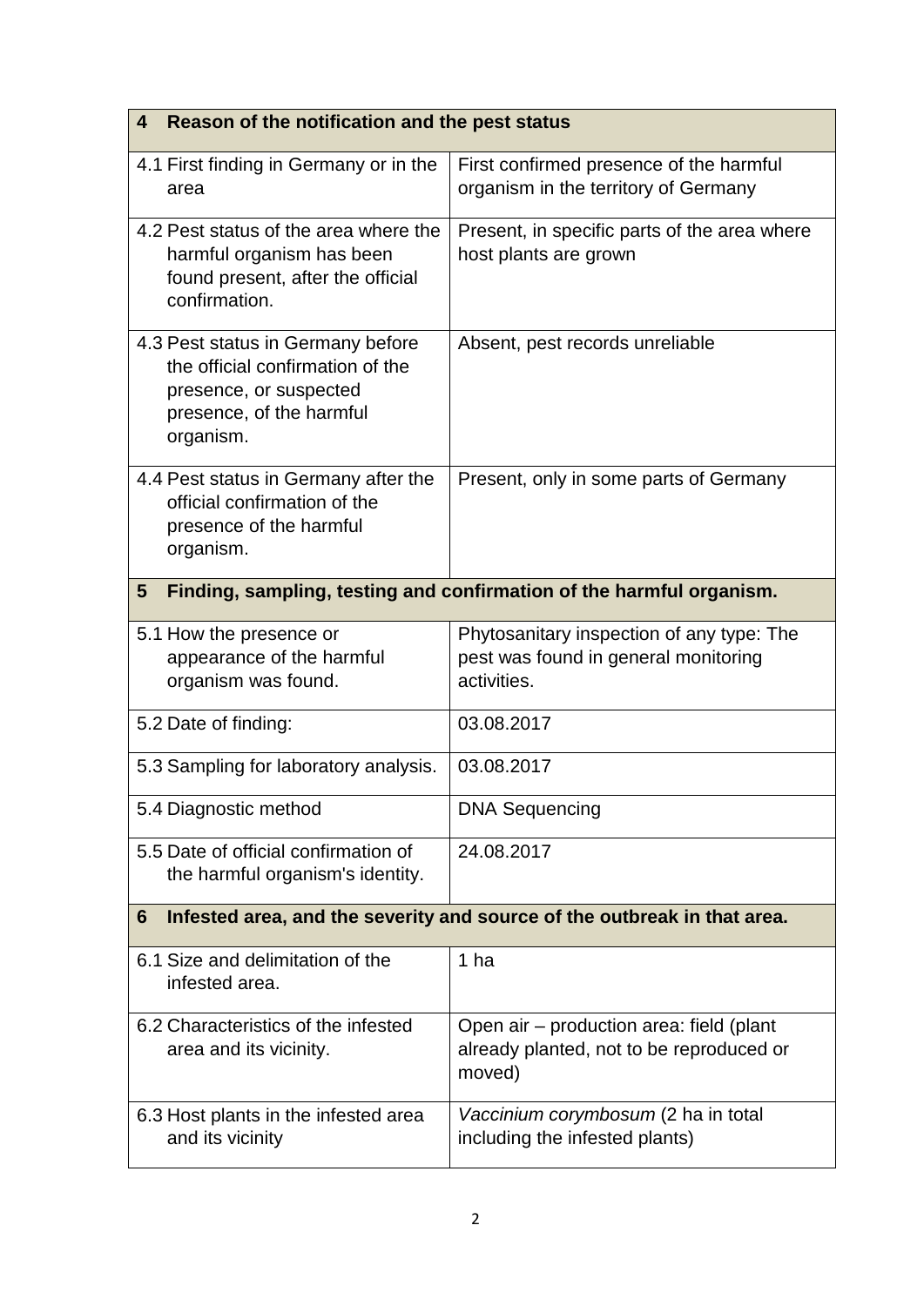| 4 Reason of the notification and the pest status | |
|---|---|
| 4.1 First finding in Germany or in the area | First confirmed presence of the harmful organism in the territory of Germany |
| 4.2 Pest status of the area where the harmful organism has been found present, after the official confirmation. | Present, in specific parts of the area where host plants are grown |
| 4.3 Pest status in Germany before the official confirmation of the presence, or suspected presence, of the harmful organism. | Absent, pest records unreliable |
| 4.4 Pest status in Germany after the official confirmation of the presence of the harmful organism. | Present, only in some parts of Germany |
| **5 Finding, sampling, testing and confirmation of the harmful organism.** | |
| 5.1 How the presence or appearance of the harmful organism was found. | Phytosanitary inspection of any type: The pest was found in general monitoring activities. |
| 5.2 Date of finding: | 03.08.2017 |
| 5.3 Sampling for laboratory analysis. | 03.08.2017 |
| 5.4 Diagnostic method | DNA Sequencing |
| 5.5 Date of official confirmation of the harmful organism's identity. | 24.08.2017 |
| **6 Infested area, and the severity and source of the outbreak in that area.** | |
| 6.1 Size and delimitation of the infested area. | 1 ha |
| 6.2 Characteristics of the infested area and its vicinity. | Open air – production area: field (plant already planted, not to be reproduced or moved) |
| 6.3 Host plants in the infested area and its vicinity | *Vaccinium corymbosum* (2 ha in total including the infested plants) |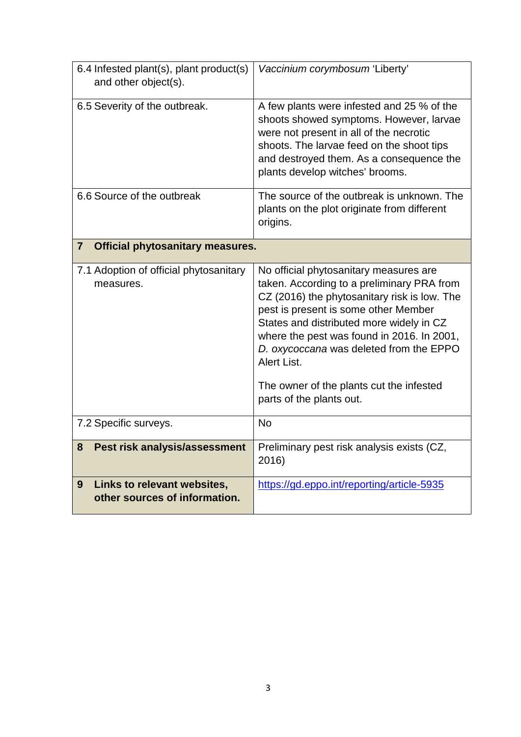| | |
|---|---|
| 6.4 Infested plant(s), plant product(s) and other object(s). | *Vaccinium corymbosum* 'Liberty' |
| 6.5 Severity of the outbreak. | A few plants were infested and 25 % of the shoots showed symptoms. However, larvae were not present in all of the necrotic shoots. The larvae feed on the shoot tips and destroyed them. As a consequence the plants develop witches' brooms. |
| 6.6 Source of the outbreak | The source of the outbreak is unknown. The plants on the plot originate from different origins. |
| **7 Official phytosanitary measures.** | |
| 7.1 Adoption of official phytosanitary measures. | No official phytosanitary measures are taken. According to a preliminary PRA from CZ (2016) the phytosanitary risk is low. The pest is present is some other Member States and distributed more widely in CZ where the pest was found in 2016. In 2001, *D. oxycoccana* was deleted from the EPPO Alert List.<br><br>The owner of the plants cut the infested parts of the plants out. |
| 7.2 Specific surveys. | No |
| **8 Pest risk analysis/assessment** | Preliminary pest risk analysis exists (CZ, 2016) |
| **9 Links to relevant websites, other sources of information.** | https://gd.eppo.int/reporting/article-5935 |